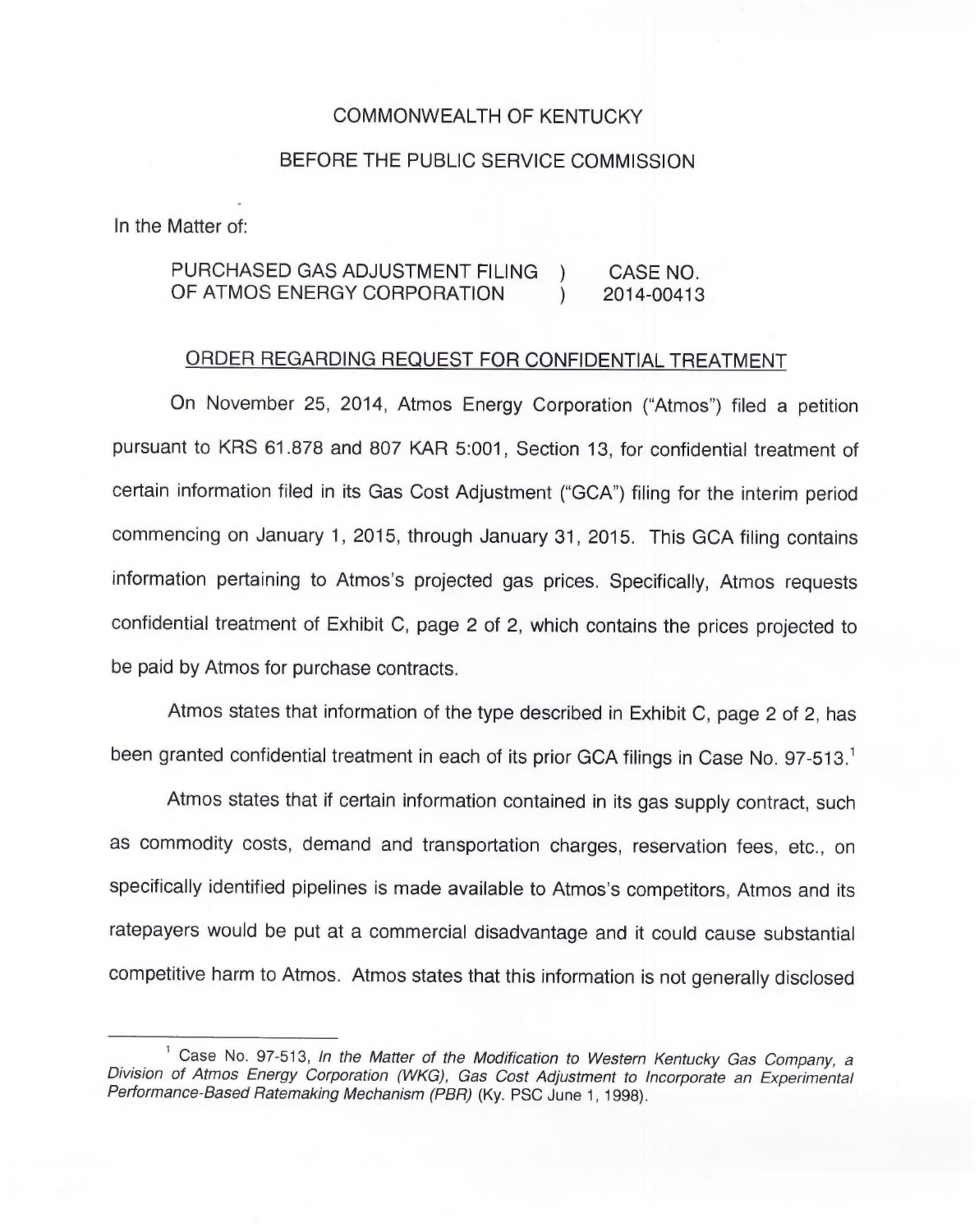COMMONWEALTH OF KENTUCKY

BEFORE THE PUBLIC SERVICE COMMISSION

In the Matter of:

| | | |
|---|---|---|
| PURCHASED GAS ADJUSTMENT FILING OF ATMOS ENERGY CORPORATION | ) ) | CASE NO. 2014-00413 |

ORDER REGARDING REQUEST FOR CONFIDENTIAL TREATMENT

On November 25, 2014, Atmos Energy Corporation ("Atmos") filed a petition pursuant to KRS 61.878 and 807 KAR 5:001, Section 13, for confidential treatment of certain information filed in its Gas Cost Adjustment ("GCA") filing for the interim period commencing on January 1, 2015, through January 31, 2015. This GCA filing contains information pertaining to Atmos's projected gas prices. Specifically, Atmos requests confidential treatment of Exhibit C, page 2 of 2, which contains the prices projected to be paid by Atmos for purchase contracts.

Atmos states that information of the type described in Exhibit C, page 2 of 2, has been granted confidential treatment in each of its prior GCA filings in Case No. 97-513.[1]

Atmos states that if certain information contained in its gas supply contract, such as commodity costs, demand and transportation charges, reservation fees, etc., on specifically identified pipelines is made available to Atmos's competitors, Atmos and its ratepayers would be put at a commercial disadvantage and it could cause substantial competitive harm to Atmos. Atmos states that this information is not generally disclosed

[1] Case No. 97-513, *In the Matter of the Modification to Western Kentucky Gas Company, a Division of Atmos Energy Corporation (WKG), Gas Cost Adjustment to Incorporate an Experimental Performance-Based Ratemaking Mechanism (PBR)* (Ky. PSC June 1, 1998).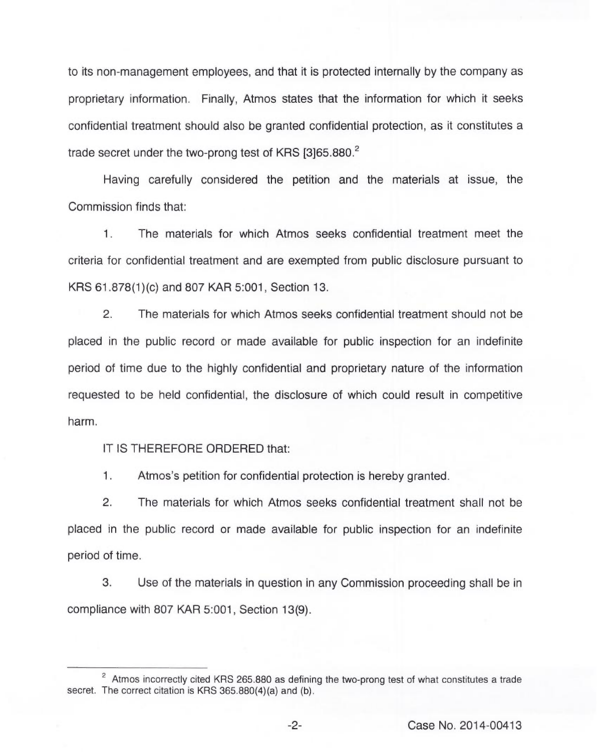to its non-management employees, and that it is protected internally by the company as proprietary information. Finally, Atmos states that the information for which it seeks confidential treatment should also be granted confidential protection, as it constitutes a trade secret under the two-prong test of KRS [3]65.880.[2]

Having carefully considered the petition and the materials at issue, the Commission finds that:

1. The materials for which Atmos seeks confidential treatment meet the criteria for confidential treatment and are exempted from public disclosure pursuant to KRS 61.878(1)(c) and 807 KAR 5:001, Section 13.

2. The materials for which Atmos seeks confidential treatment should not be placed in the public record or made available for public inspection for an indefinite period of time due to the highly confidential and proprietary nature of the information requested to be held confidential, the disclosure of which could result in competitive harm.

IT IS THEREFORE ORDERED that:

1. Atmos's petition for confidential protection is hereby granted.

2. The materials for which Atmos seeks confidential treatment shall not be placed in the public record or made available for public inspection for an indefinite period of time.

3. Use of the materials in question in any Commission proceeding shall be in compliance with 807 KAR 5:001, Section 13(9).

---

[2] Atmos incorrectly cited KRS 265.880 as defining the two-prong test of what constitutes a trade secret. The correct citation is KRS 365.880(4)(a) and (b).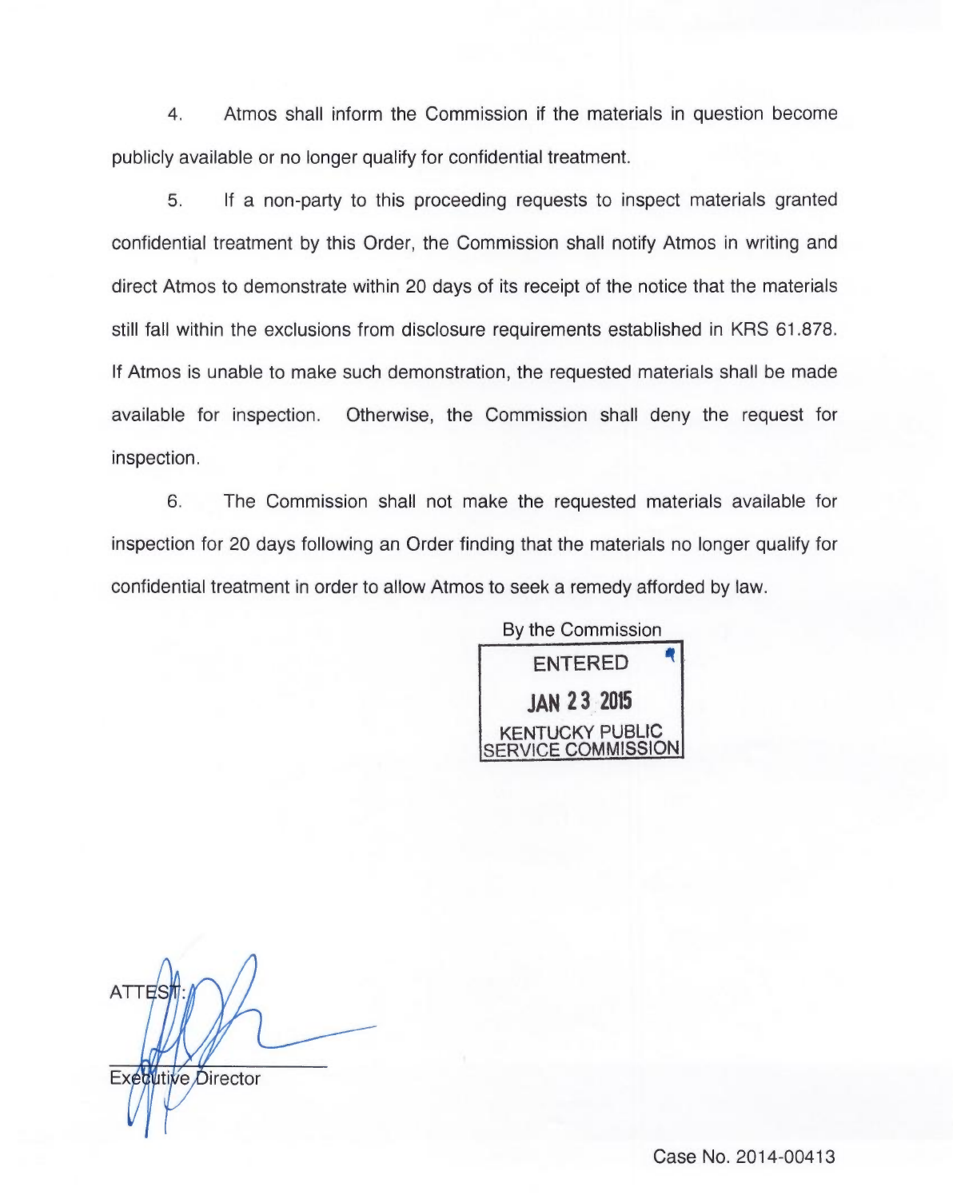4. Atmos shall inform the Commission if the materials in question become publicly available or no longer qualify for confidential treatment.

5. If a non-party to this proceeding requests to inspect materials granted confidential treatment by this Order, the Commission shall notify Atmos in writing and direct Atmos to demonstrate within 20 days of its receipt of the notice that the materials still fall within the exclusions from disclosure requirements established in KRS 61.878. If Atmos is unable to make such demonstration, the requested materials shall be made available for inspection. Otherwise, the Commission shall deny the request for inspection.

6. The Commission shall not make the requested materials available for inspection for 20 days following an Order finding that the materials no longer qualify for confidential treatment in order to allow Atmos to seek a remedy afforded by law.

By the Commission

ENTERED
JAN 23 2015
KENTUCKY PUBLIC SERVICE COMMISSION

ATTEST:

Executive Director

Case No. 2014-00413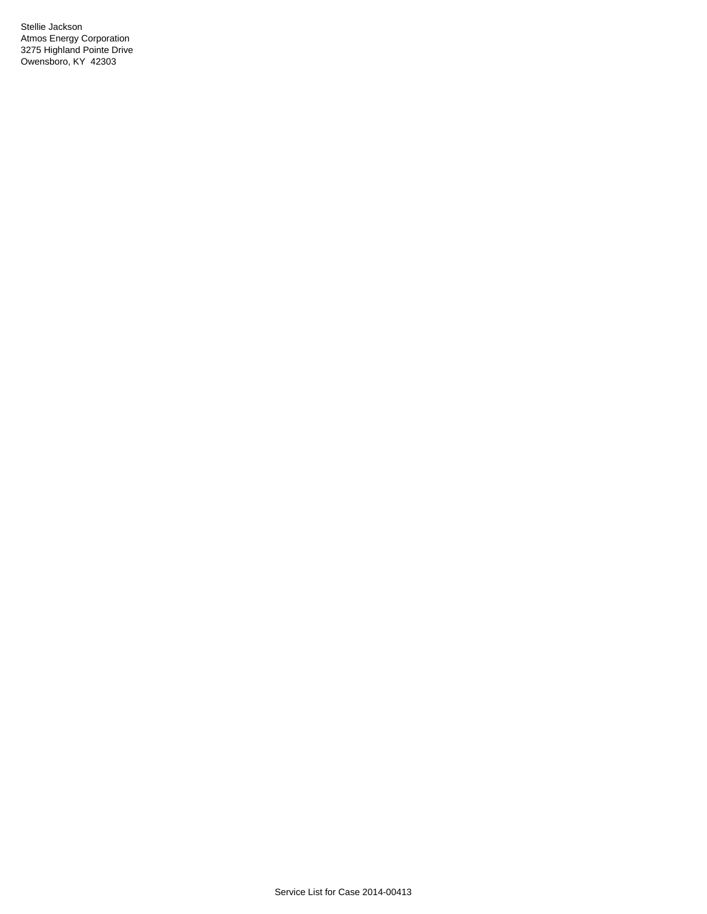Stellie Jackson
Atmos Energy Corporation
3275 Highland Pointe Drive
Owensboro, KY  42303